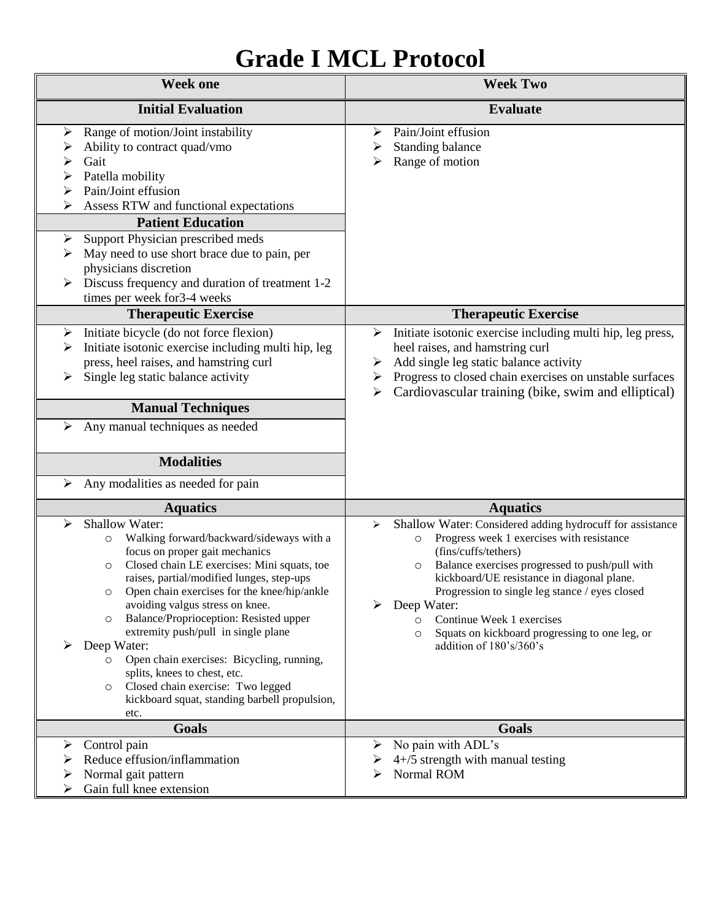# Grade I MCL Protocol

| Week one | Week Two |
|---|---|
| **Initial Evaluation** | **Evaluate** |
| ➢ Range of motion/Joint instability<br>➢ Ability to contract quad/vmo<br>➢ Gait<br>➢ Patella mobility<br>➢ Pain/Joint effusion<br>➢ Assess RTW and functional expectations<br>**Patient Education**<br>➢ Support Physician prescribed meds<br>➢ May need to use short brace due to pain, per physicians discretion<br>➢ Discuss frequency and duration of treatment 1-2 times per week for3-4 weeks | ➢ Pain/Joint effusion<br>➢ Standing balance<br>➢ Range of motion |
| **Therapeutic Exercise** | **Therapeutic Exercise** |
| ➢ Initiate bicycle (do not force flexion)<br>➢ Initiate isotonic exercise including multi hip, leg press, heel raises, and hamstring curl<br>➢ Single leg static balance activity<br>**Manual Techniques**<br>➢ Any manual techniques as needed<br>**Modalities**<br>➢ Any modalities as needed for pain | ➢ Initiate isotonic exercise including multi hip, leg press, heel raises, and hamstring curl<br>➢ Add single leg static balance activity<br>➢ Progress to closed chain exercises on unstable surfaces<br>➢ Cardiovascular training (bike, swim and elliptical) |
| **Aquatics** | **Aquatics** |
| ➢ Shallow Water:<br>○ Walking forward/backward/sideways with a focus on proper gait mechanics<br>○ Closed chain LE exercises: Mini squats, toe raises, partial/modified lunges, step-ups<br>○ Open chain exercises for the knee/hip/ankle avoiding valgus stress on knee.<br>○ Balance/Proprioception: Resisted upper extremity push/pull in single plane<br>➢ Deep Water:<br>○ Open chain exercises: Bicycling, running, splits, knees to chest, etc.<br>○ Closed chain exercise: Two legged kickboard squat, standing barbell propulsion, etc. | ➢ Shallow Water: Considered adding hydrocuff for assistance<br>○ Progress week 1 exercises with resistance (fins/cuffs/tethers)<br>○ Balance exercises progressed to push/pull with kickboard/UE resistance in diagonal plane. Progression to single leg stance / eyes closed<br>➢ Deep Water:<br>○ Continue Week 1 exercises<br>○ Squats on kickboard progressing to one leg, or addition of 180's/360's |
| **Goals** | **Goals** |
| ➢ Control pain<br>➢ Reduce effusion/inflammation<br>➢ Normal gait pattern<br>➢ Gain full knee extension | ➢ No pain with ADL's<br>➢ 4+/5 strength with manual testing<br>➢ Normal ROM |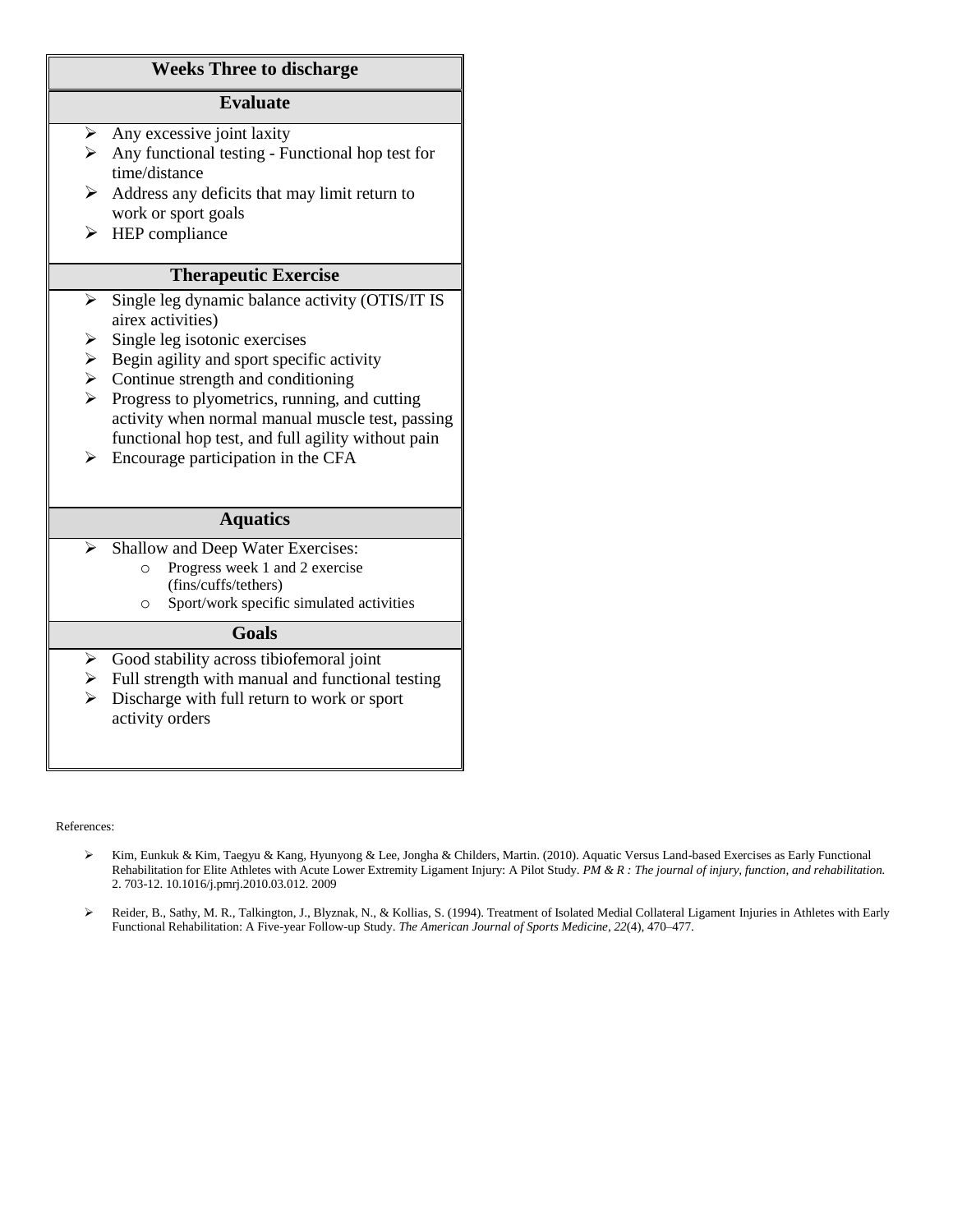## Weeks Three to discharge

### Evaluate

- Any excessive joint laxity
- Any functional testing - Functional hop test for time/distance
- Address any deficits that may limit return to work or sport goals
- HEP compliance

### Therapeutic Exercise

- Single leg dynamic balance activity (OTIS/IT IS airex activities)
- Single leg isotonic exercises
- Begin agility and sport specific activity
- Continue strength and conditioning
- Progress to plyometrics, running, and cutting activity when normal manual muscle test, passing functional hop test, and full agility without pain
- Encourage participation in the CFA

### Aquatics

- Shallow and Deep Water Exercises:
  - Progress week 1 and 2 exercise (fins/cuffs/tethers)
  - Sport/work specific simulated activities

### Goals

- Good stability across tibiofemoral joint
- Full strength with manual and functional testing
- Discharge with full return to work or sport activity orders

References:

- Kim, Eunkuk & Kim, Taegyu & Kang, Hyunyong & Lee, Jongha & Childers, Martin. (2010). Aquatic Versus Land-based Exercises as Early Functional Rehabilitation for Elite Athletes with Acute Lower Extremity Ligament Injury: A Pilot Study. *PM & R : The journal of injury, function, and rehabilitation.* 2. 703-12. 10.1016/j.pmrj.2010.03.012. 2009
- Reider, B., Sathy, M. R., Talkington, J., Blyznak, N., & Kollias, S. (1994). Treatment of Isolated Medial Collateral Ligament Injuries in Athletes with Early Functional Rehabilitation: A Five-year Follow-up Study. *The American Journal of Sports Medicine*, *22*(4), 470–477.